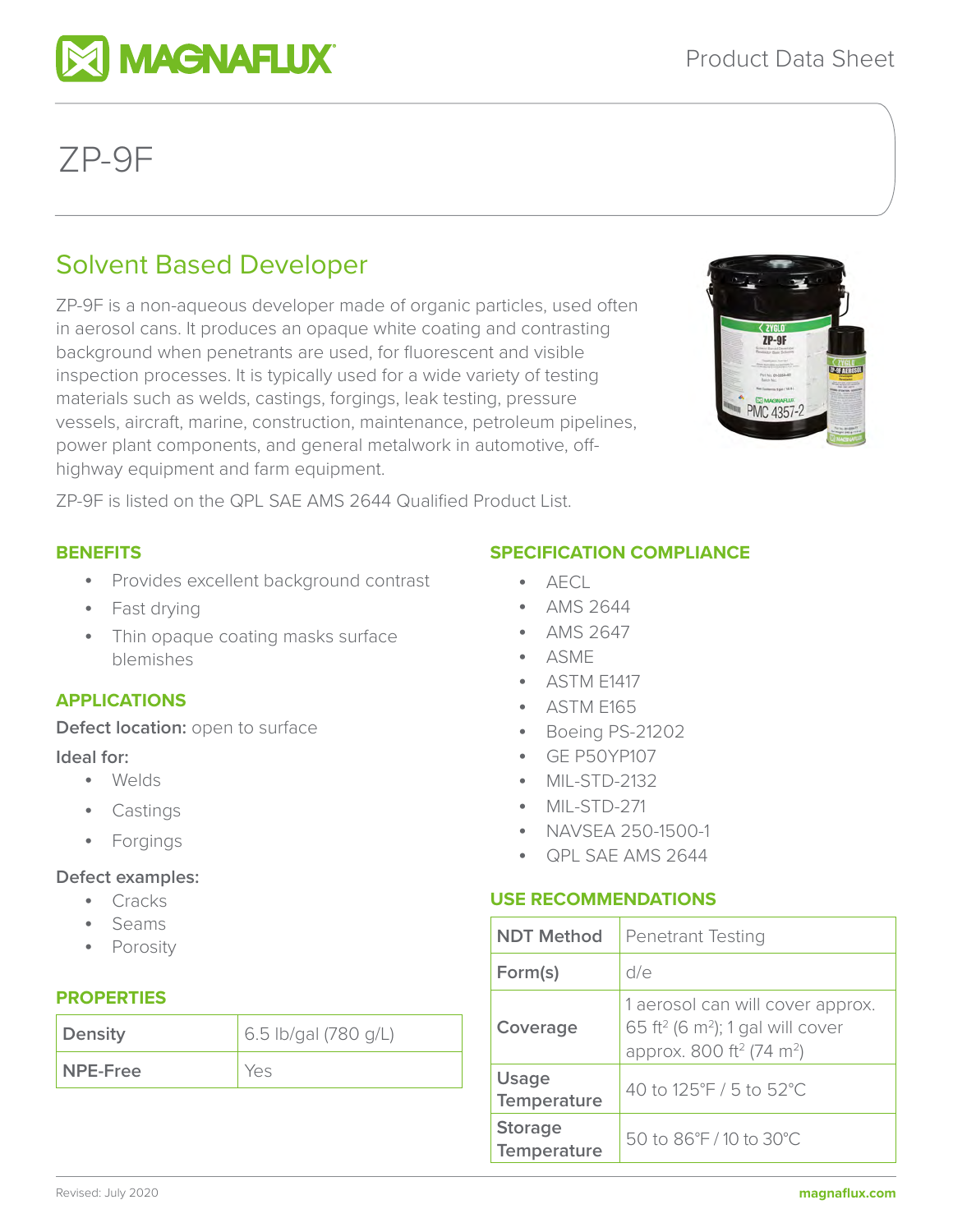# ZP-9F

## Solvent Based Developer

ZP-9F is a non-aqueous developer made of organic particles, used often in aerosol cans. It produces an opaque white coating and contrasting background when penetrants are used, for fluorescent and visible inspection processes. It is typically used for a wide variety of testing materials such as welds, castings, forgings, leak testing, pressure vessels, aircraft, marine, construction, maintenance, petroleum pipelines, power plant components, and general metalwork in automotive, off-highway equipment and farm equipment.

ZP-9F is listed on the QPL SAE AMS 2644 Qualified Product List.

### BENEFITS

- Provides excellent background contrast
- Fast drying
- Thin opaque coating masks surface blemishes

### APPLICATIONS

**Defect location:** open to surface

**Ideal for:**

- Welds
- Castings
- Forgings

**Defect examples:**

- Cracks
- Seams
- Porosity

### PROPERTIES

| Density | 6.5 lb/gal (780 g/L) |
|---|---|
| NPE-Free | Yes |

### SPECIFICATION COMPLIANCE

- AECL
- AMS 2644
- AMS 2647
- ASME
- ASTM E1417
- ASTM E165
- Boeing PS-21202
- GE P50YP107
- MIL-STD-2132
- MIL-STD-271
- NAVSEA 250-1500-1
- QPL SAE AMS 2644

### USE RECOMMENDATIONS

| NDT Method | Penetrant Testing |
|---|---|
| Form(s) | d/e |
| Coverage | 1 aerosol can will cover approx. 65 ft$^2$ (6 m$^2$); 1 gal will cover approx. 800 ft$^2$ (74 m$^2$) |
| Usage Temperature | 40 to 125°F / 5 to 52°C |
| Storage Temperature | 50 to 86°F / 10 to 30°C |

Revised: July 2020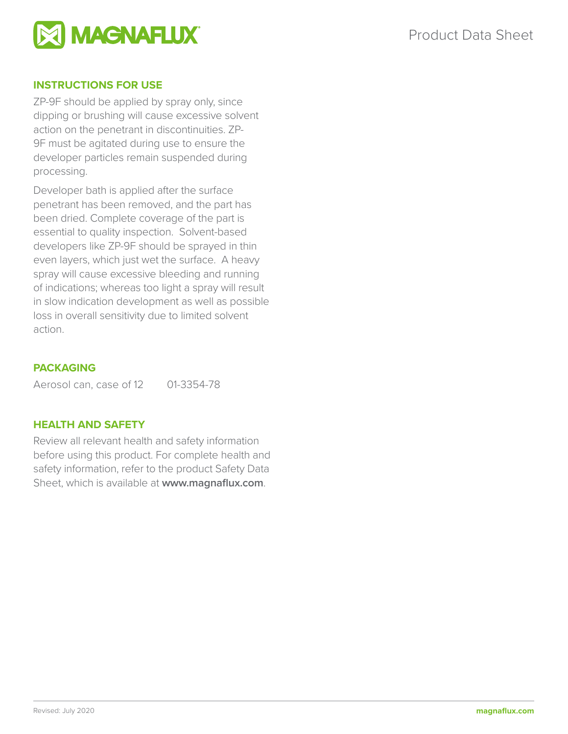## INSTRUCTIONS FOR USE

ZP-9F should be applied by spray only, since dipping or brushing will cause excessive solvent action on the penetrant in discontinuities. ZP-9F must be agitated during use to ensure the developer particles remain suspended during processing.

Developer bath is applied after the surface penetrant has been removed, and the part has been dried. Complete coverage of the part is essential to quality inspection. Solvent-based developers like ZP-9F should be sprayed in thin even layers, which just wet the surface. A heavy spray will cause excessive bleeding and running of indications; whereas too light a spray will result in slow indication development as well as possible loss in overall sensitivity due to limited solvent action.

## PACKAGING

| | |
|---|---|
| Aerosol can, case of 12 | 01-3354-78 |

## HEALTH AND SAFETY

Review all relevant health and safety information before using this product. For complete health and safety information, refer to the product Safety Data Sheet, which is available at **www.magnaflux.com**.

Revised: July 2020